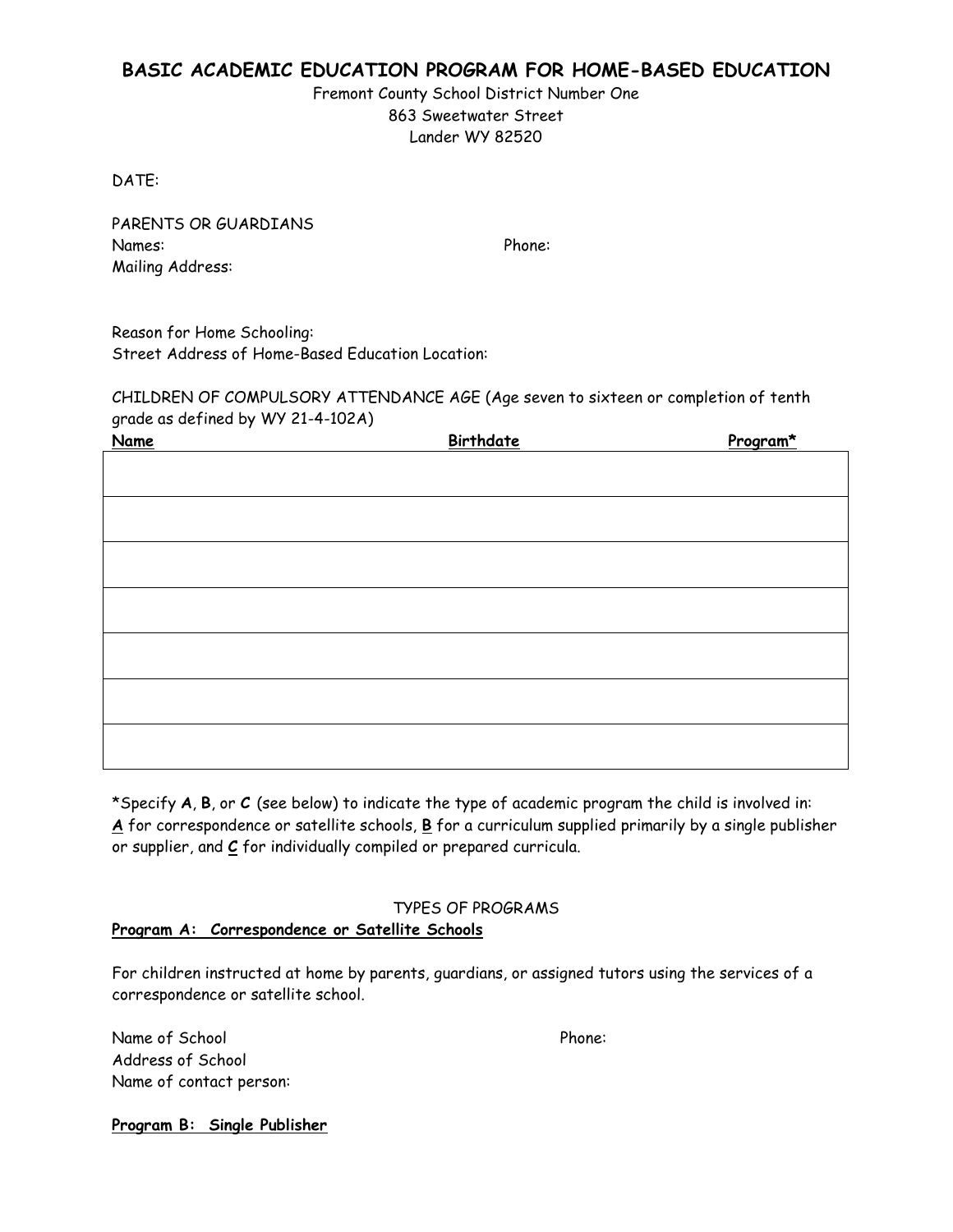# BASIC ACADEMIC EDUCATION PROGRAM FOR HOME-BASED EDUCATION

Fremont County School District Number One
863 Sweetwater Street
Lander WY 82520

DATE:

PARENTS OR GUARDIANS
Names: Phone:
Mailing Address:

Reason for Home Schooling:
Street Address of Home-Based Education Location:

CHILDREN OF COMPULSORY ATTENDANCE AGE (Age seven to sixteen or completion of tenth grade as defined by WY 21-4-102A)

| Name | Birthdate | Program* |
|---|---|---|
| | | |
| | | |
| | | |
| | | |
| | | |
| | | |
| | | |

*Specify **A**, **B**, or **C** (see below) to indicate the type of academic program the child is involved in: **A** for correspondence or satellite schools, **B** for a curriculum supplied primarily by a single publisher or supplier, and **C** for individually compiled or prepared curricula.

TYPES OF PROGRAMS

**Program A: Correspondence or Satellite Schools**

For children instructed at home by parents, guardians, or assigned tutors using the services of a correspondence or satellite school.

Name of School Phone:
Address of School
Name of contact person:

**Program B: Single Publisher**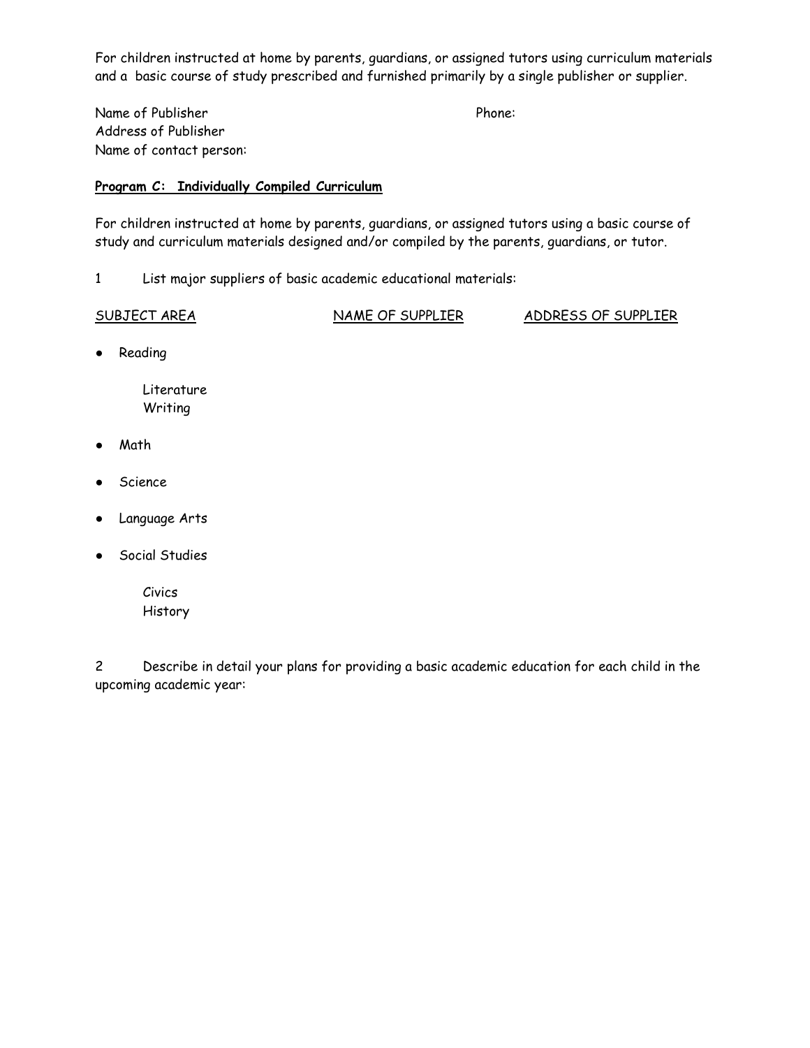For children instructed at home by parents, guardians, or assigned tutors using curriculum materials and a basic course of study prescribed and furnished primarily by a single publisher or supplier.

Name of Publisher Phone:
Address of Publisher
Name of contact person:

**Program C: Individually Compiled Curriculum**

For children instructed at home by parents, guardians, or assigned tutors using a basic course of study and curriculum materials designed and/or compiled by the parents, guardians, or tutor.

1 List major suppliers of basic academic educational materials:

| SUBJECT AREA | NAME OF SUPPLIER | ADDRESS OF SUPPLIER |
|---|---|---|
| ● Reading | | |
| Literature | | |
| Writing | | |
| ● Math | | |
| ● Science | | |
| ● Language Arts | | |
| ● Social Studies | | |
| Civics | | |
| History | | |

2 Describe in detail your plans for providing a basic academic education for each child in the upcoming academic year: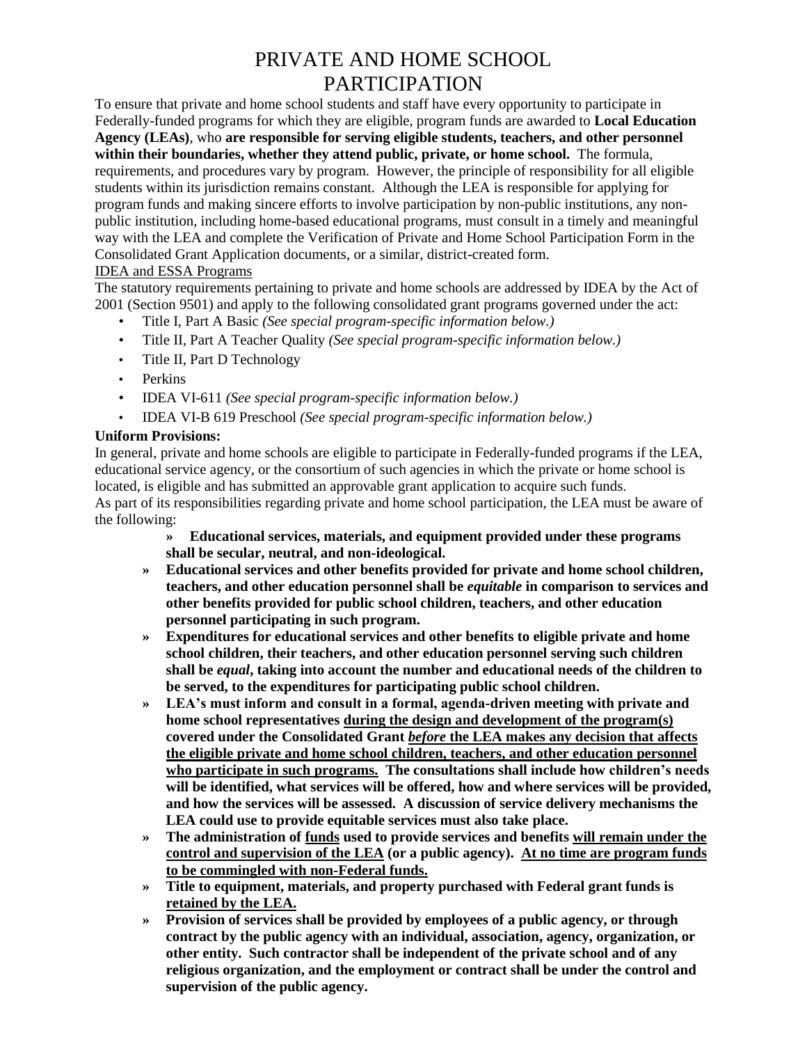# PRIVATE AND HOME SCHOOL PARTICIPATION

To ensure that private and home school students and staff have every opportunity to participate in Federally-funded programs for which they are eligible, program funds are awarded to **Local Education Agency (LEAs)**, who **are responsible for serving eligible students, teachers, and other personnel within their boundaries, whether they attend public, private, or home school.** The formula, requirements, and procedures vary by program. However, the principle of responsibility for all eligible students within its jurisdiction remains constant. Although the LEA is responsible for applying for program funds and making sincere efforts to involve participation by non-public institutions, any non-public institution, including home-based educational programs, must consult in a timely and meaningful way with the LEA and complete the Verification of Private and Home School Participation Form in the Consolidated Grant Application documents, or a similar, district-created form.

<u>IDEA and ESSA Programs</u>

The statutory requirements pertaining to private and home schools are addressed by IDEA by the Act of 2001 (Section 9501) and apply to the following consolidated grant programs governed under the act:

- Title I, Part A Basic *(See special program-specific information below.)*
- Title II, Part A Teacher Quality *(See special program-specific information below.)*
- Title II, Part D Technology
- Perkins
- IDEA VI-611 *(See special program-specific information below.)*
- IDEA VI-B 619 Preschool *(See special program-specific information below.)*

**Uniform Provisions:**

In general, private and home schools are eligible to participate in Federally-funded programs if the LEA, educational service agency, or the consortium of such agencies in which the private or home school is located, is eligible and has submitted an approvable grant application to acquire such funds.

As part of its responsibilities regarding private and home school participation, the LEA must be aware of the following:

- **Educational services, materials, and equipment provided under these programs shall be secular, neutral, and non-ideological.**
- **Educational services and other benefits provided for private and home school children, teachers, and other education personnel shall be *equitable* in comparison to services and other benefits provided for public school children, teachers, and other education personnel participating in such program.**
- **Expenditures for educational services and other benefits to eligible private and home school children, their teachers, and other education personnel serving such children shall be *equal*, taking into account the number and educational needs of the children to be served, to the expenditures for participating public school children.**
- **LEA's must inform and consult in a formal, agenda-driven meeting with private and home school representatives <u>during the design and development of the program(s)</u> covered under the Consolidated Grant <u>*before* the LEA makes any decision that affects the eligible private and home school children, teachers, and other education personnel who participate in such programs.</u> The consultations shall include how children's needs will be identified, what services will be offered, how and where services will be provided, and how the services will be assessed. A discussion of service delivery mechanisms the LEA could use to provide equitable services must also take place.**
- **The administration of <u>funds</u> used to provide services and benefits <u>will remain under the control and supervision of the LEA</u> (or a public agency). <u>At no time are program funds to be commingled with non-Federal funds.</u>**
- **Title to equipment, materials, and property purchased with Federal grant funds is <u>retained by the LEA.</u>**
- **Provision of services shall be provided by employees of a public agency, or through contract by the public agency with an individual, association, agency, organization, or other entity. Such contractor shall be independent of the private school and of any religious organization, and the employment or contract shall be under the control and supervision of the public agency.**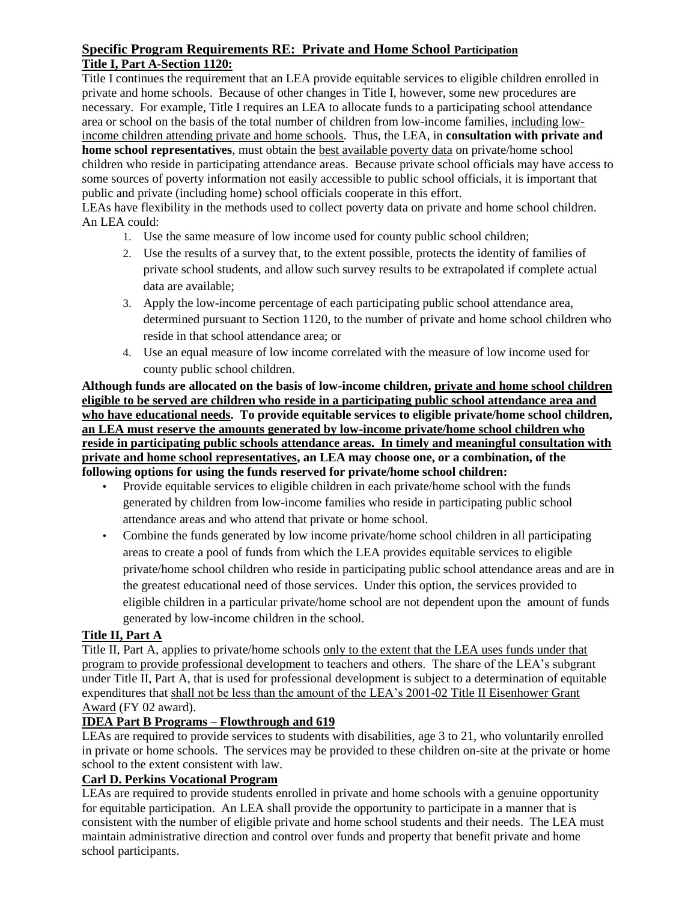## Specific Program Requirements RE: Private and Home School Participation

### Title I, Part A-Section 1120:

Title I continues the requirement that an LEA provide equitable services to eligible children enrolled in private and home schools. Because of other changes in Title I, however, some new procedures are necessary. For example, Title I requires an LEA to allocate funds to a participating school attendance area or school on the basis of the total number of children from low-income families, including low-income children attending private and home schools. Thus, the LEA, in **consultation with private and home school representatives**, must obtain the best available poverty data on private/home school children who reside in participating attendance areas. Because private school officials may have access to some sources of poverty information not easily accessible to public school officials, it is important that public and private (including home) school officials cooperate in this effort.

LEAs have flexibility in the methods used to collect poverty data on private and home school children. An LEA could:

1. Use the same measure of low income used for county public school children;
2. Use the results of a survey that, to the extent possible, protects the identity of families of private school students, and allow such survey results to be extrapolated if complete actual data are available;
3. Apply the low-income percentage of each participating public school attendance area, determined pursuant to Section 1120, to the number of private and home school children who reside in that school attendance area; or
4. Use an equal measure of low income correlated with the measure of low income used for county public school children.

**Although funds are allocated on the basis of low-income children, private and home school children eligible to be served are children who reside in a participating public school attendance area and who have educational needs. To provide equitable services to eligible private/home school children, an LEA must reserve the amounts generated by low-income private/home school children who reside in participating public schools attendance areas. In timely and meaningful consultation with private and home school representatives, an LEA may choose one, or a combination, of the following options for using the funds reserved for private/home school children:**

- Provide equitable services to eligible children in each private/home school with the funds generated by children from low-income families who reside in participating public school attendance areas and who attend that private or home school.
- Combine the funds generated by low income private/home school children in all participating areas to create a pool of funds from which the LEA provides equitable services to eligible private/home school children who reside in participating public school attendance areas and are in the greatest educational need of those services. Under this option, the services provided to eligible children in a particular private/home school are not dependent upon the amount of funds generated by low-income children in the school.

### Title II, Part A

Title II, Part A, applies to private/home schools only to the extent that the LEA uses funds under that program to provide professional development to teachers and others. The share of the LEA's subgrant under Title II, Part A, that is used for professional development is subject to a determination of equitable expenditures that shall not be less than the amount of the LEA's 2001-02 Title II Eisenhower Grant Award (FY 02 award).

### IDEA Part B Programs – Flowthrough and 619

LEAs are required to provide services to students with disabilities, age 3 to 21, who voluntarily enrolled in private or home schools. The services may be provided to these children on-site at the private or home school to the extent consistent with law.

### Carl D. Perkins Vocational Program

LEAs are required to provide students enrolled in private and home schools with a genuine opportunity for equitable participation. An LEA shall provide the opportunity to participate in a manner that is consistent with the number of eligible private and home school students and their needs. The LEA must maintain administrative direction and control over funds and property that benefit private and home school participants.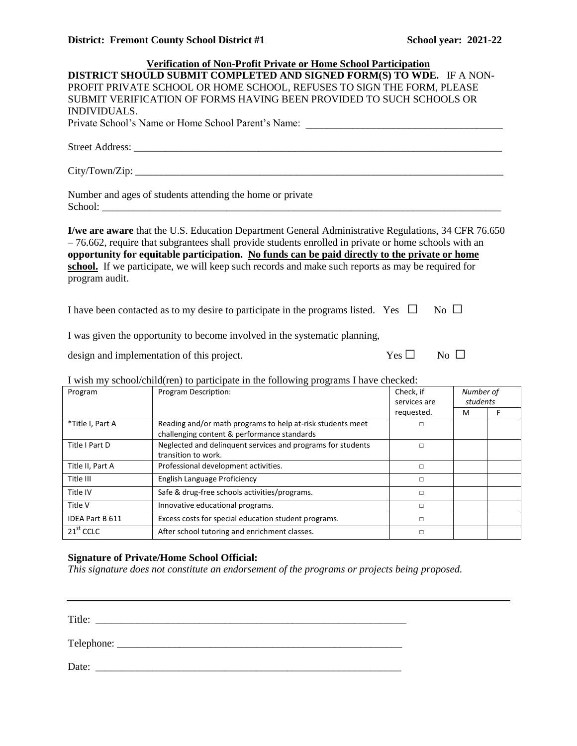**District: Fremont County School District #1** **School year: 2021-22**

**Verification of Non-Profit Private or Home School Participation**

**DISTRICT SHOULD SUBMIT COMPLETED AND SIGNED FORM(S) TO WDE.** IF A NON-PROFIT PRIVATE SCHOOL OR HOME SCHOOL, REFUSES TO SIGN THE FORM, PLEASE SUBMIT VERIFICATION OF FORMS HAVING BEEN PROVIDED TO SUCH SCHOOLS OR INDIVIDUALS.

Private School's Name or Home School Parent's Name: ______________________________________

Street Address: ___________________________________________________________________________

City/Town/Zip: ___________________________________________________________________________

Number and ages of students attending the home or private School: _______________________________________________________________________________

**I/we are aware** that the U.S. Education Department General Administrative Regulations, 34 CFR 76.650 – 76.662, require that subgrantees shall provide students enrolled in private or home schools with an **opportunity for equitable participation.** **No funds can be paid directly to the private or home school.** If we participate, we will keep such records and make such reports as may be required for program audit.

I have been contacted as to my desire to participate in the programs listed. Yes ☐ No ☐

I was given the opportunity to become involved in the systematic planning,

design and implementation of this project. Yes ☐ No ☐

I wish my school/child(ren) to participate in the following programs I have checked:

| Program | Program Description: | Check, if services are requested. | *Number of students* | |
|---|---|---|---|---|
| | | | M | F |
| *Title I, Part A | Reading and/or math programs to help at-risk students meet challenging content & performance standards | ☐ | | |
| Title I Part D | Neglected and delinquent services and programs for students transition to work. | ☐ | | |
| Title II, Part A | Professional development activities. | ☐ | | |
| Title III | English Language Proficiency | ☐ | | |
| Title IV | Safe & drug-free schools activities/programs. | ☐ | | |
| Title V | Innovative educational programs. | ☐ | | |
| IDEA Part B 611 | Excess costs for special education student programs. | ☐ | | |
| 21st CCLC | After school tutoring and enrichment classes. | ☐ | | |

**Signature of Private/Home School Official:**

*This signature does not constitute an endorsement of the programs or projects being proposed.*

_______________________________________________________________________________

Title: ______________________________________________________________

Telephone: __________________________________________________________

Date: ______________________________________________________________